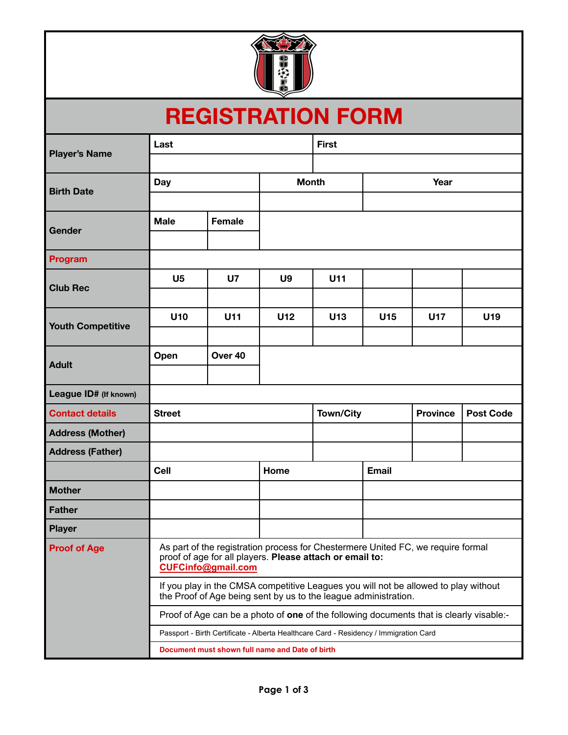# REGISTRATION FORM

| | | | | | | | |
|---|---|---|---|---|---|---|---|
| **Player's Name** | **Last** | | | **First** | | | |
| | | | | | | | |
| **Birth Date** | **Day** | | **Month** | | **Year** | | |
| | | | | | | | |
| **Gender** | **Male** | **Female** | | | | | |
| | | | | | | | |
| **Program** | | | | | | | |
| **Club Rec** | **U5** | **U7** | **U9** | **U11** | | | |
| | | | | | | | |
| **Youth Competitive** | **U10** | **U11** | **U12** | **U13** | **U15** | **U17** | **U19** |
| | | | | | | | |
| **Adult** | **Open** | **Over 40** | | | | | |
| | | | | | | | |
| **League ID# (If known)** | | | | | | | |
| **Contact details** | **Street** | | | **Town/City** | | **Province** | **Post Code** |
| **Address (Mother)** | | | | | | | |
| **Address (Father)** | | | | | | | |
| | **Cell** | | **Home** | | **Email** | | |
| **Mother** | | | | | | | |
| **Father** | | | | | | | |
| **Player** | | | | | | | |

**Proof of Age**

As part of the registration process for Chestermere United FC, we require formal proof of age for all players. **Please attach or email to:** **CUFCinfo@gmail.com**

If you play in the CMSA competitive Leagues you will not be allowed to play without the Proof of Age being sent by us to the league administration.

Proof of Age can be a photo of **one** of the following documents that is clearly visable:-

Passport - Birth Certificate - Alberta Healthcare Card - Residency / Immigration Card

**Document must shown full name and Date of birth**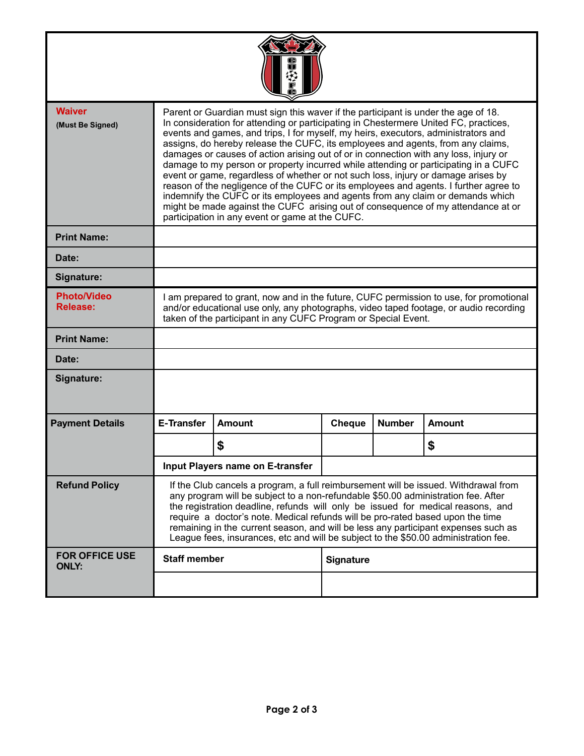| | |
|---|---|
| **Waiver** (Must Be Signed) | Parent or Guardian must sign this waver if the participant is under the age of 18. In consideration for attending or participating in Chestermere United FC, practices, events and games, and trips, I for myself, my heirs, executors, administrators and assigns, do hereby release the CUFC, its employees and agents, from any claims, damages or causes of action arising out of or in connection with any loss, injury or damage to my person or property incurred while attending or participating in a CUFC event or game, regardless of whether or not such loss, injury or damage arises by reason of the negligence of the CUFC or its employees and agents. I further agree to indemnify the CUFC or its employees and agents from any claim or demands which might be made against the CUFC arising out of consequence of my attendance at or participation in any event or game at the CUFC. |
| **Print Name:** | |
| **Date:** | |
| **Signature:** | |
| **Photo/Video Release:** | I am prepared to grant, now and in the future, CUFC permission to use, for promotional and/or educational use only, any photographs, video taped footage, or audio recording taken of the participant in any CUFC Program or Special Event. |
| **Print Name:** | |
| **Date:** | |
| **Signature:** | |

| **Payment Details** | **E-Transfer** | **Amount** | **Cheque** | **Number** | **Amount** |
|---|---|---|---|---|---|
| | | **$** | | | **$** |
| | **Input Players name on E-transfer** | | | | |

| | |
|---|---|
| **Refund Policy** | If the Club cancels a program, a full reimbursement will be issued. Withdrawal from any program will be subject to a non-refundable $50.00 administration fee. After the registration deadline, refunds will only be issued for medical reasons, and require a doctor's note. Medical refunds will be pro-rated based upon the time remaining in the current season, and will be less any participant expenses such as League fees, insurances, etc and will be subject to the $50.00 administration fee. |

| **FOR OFFICE USE ONLY:** | **Staff member** | **Signature** |
|---|---|---|
| | | |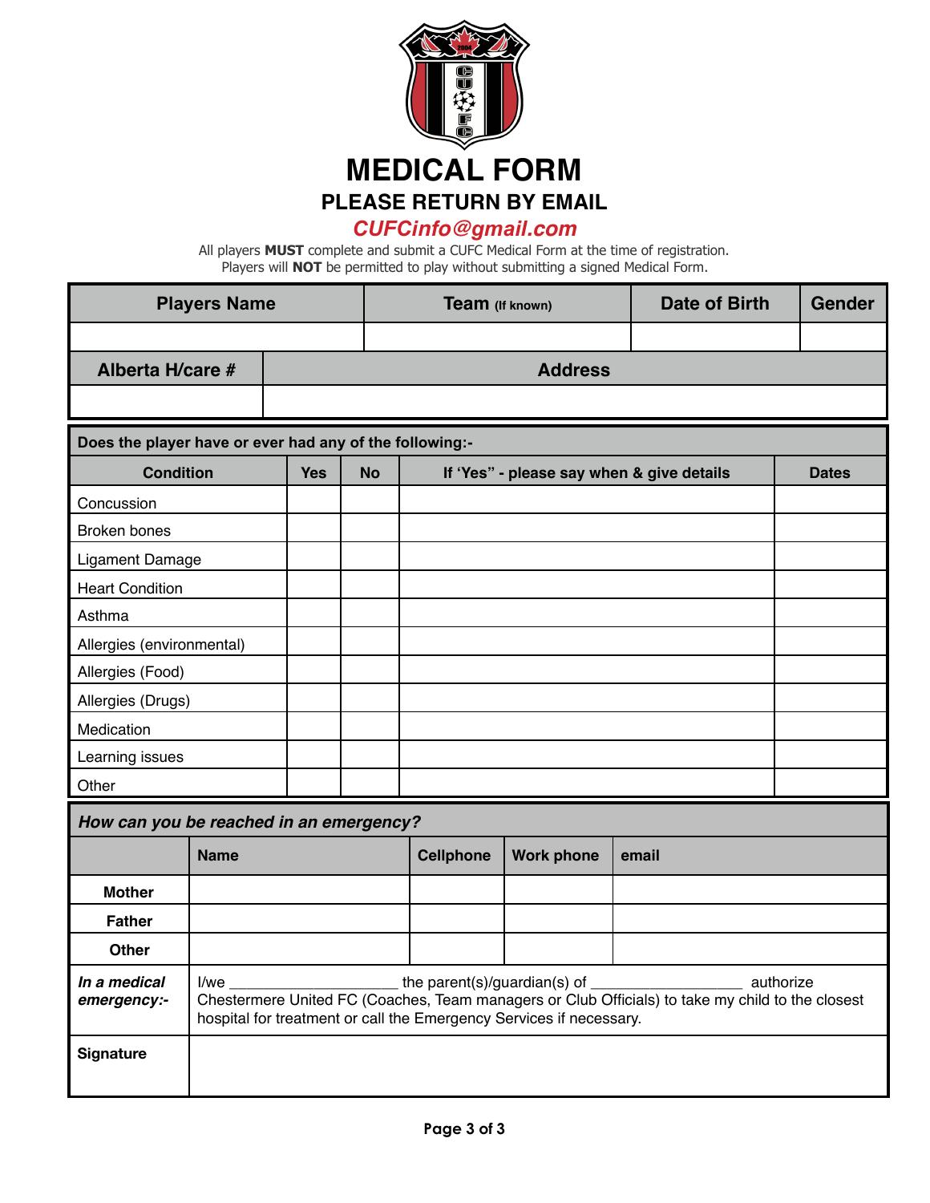# MEDICAL FORM

## PLEASE RETURN BY EMAIL

## *CUFCinfo@gmail.com*

All players **MUST** complete and submit a CUFC Medical Form at the time of registration.
Players will **NOT** be permitted to play without submitting a signed Medical Form.

| Players Name | Team (If known) | Date of Birth | Gender |
|---|---|---|---|
| | | | |

| Alberta H/care # | Address |
|---|---|
| | |

**Does the player have or ever had any of the following:-**

| Condition | Yes | No | If 'Yes" - please say when & give details | Dates |
|---|---|---|---|---|
| Concussion | | | | |
| Broken bones | | | | |
| Ligament Damage | | | | |
| Heart Condition | | | | |
| Asthma | | | | |
| Allergies (environmental) | | | | |
| Allergies (Food) | | | | |
| Allergies (Drugs) | | | | |
| Medication | | | | |
| Learning issues | | | | |
| Other | | | | |

***How can you be reached in an emergency?***

| | Name | Cellphone | Work phone | email |
|---|---|---|---|---|
| **Mother** | | | | |
| **Father** | | | | |
| **Other** | | | | |

| | |
|---|---|
| ***In a medical emergency:-*** | I/we ____________________ the parent(s)/guardian(s) of __________________ authorize Chestermere United FC (Coaches, Team managers or Club Officials) to take my child to the closest hospital for treatment or call the Emergency Services if necessary. |
| **Signature** | |